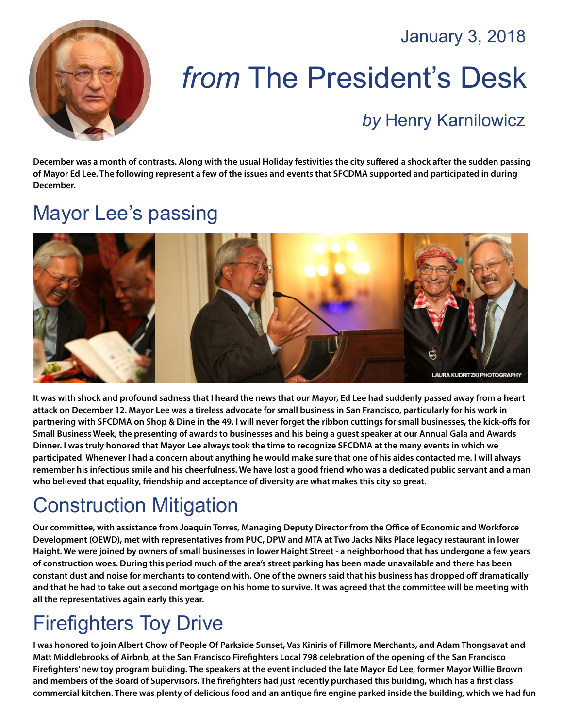January 3, 2018

# *from* The President's Desk

## *by* Henry Karnilowicz

**December was a month of contrasts. Along with the usual Holiday festivities the city suffered a shock after the sudden passing of Mayor Ed Lee. The following represent a few of the issues and events that SFCDMA supported and participated in during December.**

## Mayor Lee's passing

LAURA KUDRITZKI PHOTOGRAPHY

**It was with shock and profound sadness that I heard the news that our Mayor, Ed Lee had suddenly passed away from a heart attack on December 12. Mayor Lee was a tireless advocate for small business in San Francisco, particularly for his work in partnering with SFCDMA on Shop & Dine in the 49. I will never forget the ribbon cuttings for small businesses, the kick-offs for Small Business Week, the presenting of awards to businesses and his being a guest speaker at our Annual Gala and Awards Dinner. I was truly honored that Mayor Lee always took the time to recognize SFCDMA at the many events in which we participated. Whenever I had a concern about anything he would make sure that one of his aides contacted me. I will always remember his infectious smile and his cheerfulness. We have lost a good friend who was a dedicated public servant and a man who believed that equality, friendship and acceptance of diversity are what makes this city so great.**

## Construction Mitigation

**Our committee, with assistance from Joaquin Torres, Managing Deputy Director from the Office of Economic and Workforce Development (OEWD), met with representatives from PUC, DPW and MTA at Two Jacks Niks Place legacy restaurant in lower Haight. We were joined by owners of small businesses in lower Haight Street - a neighborhood that has undergone a few years of construction woes. During this period much of the area's street parking has been made unavailable and there has been constant dust and noise for merchants to contend with. One of the owners said that his business has dropped off dramatically and that he had to take out a second mortgage on his home to survive. It was agreed that the committee will be meeting with all the representatives again early this year.**

## Firefighters Toy Drive

**I was honored to join Albert Chow of People Of Parkside Sunset, Vas Kiniris of Fillmore Merchants, and Adam Thongsavat and Matt Middlebrooks of Airbnb, at the San Francisco Firefighters Local 798 celebration of the opening of the San Francisco Firefighters' new toy program building. The speakers at the event included the late Mayor Ed Lee, former Mayor Willie Brown and members of the Board of Supervisors. The firefighters had just recently purchased this building, which has a first class commercial kitchen. There was plenty of delicious food and an antique fire engine parked inside the building, which we had fun**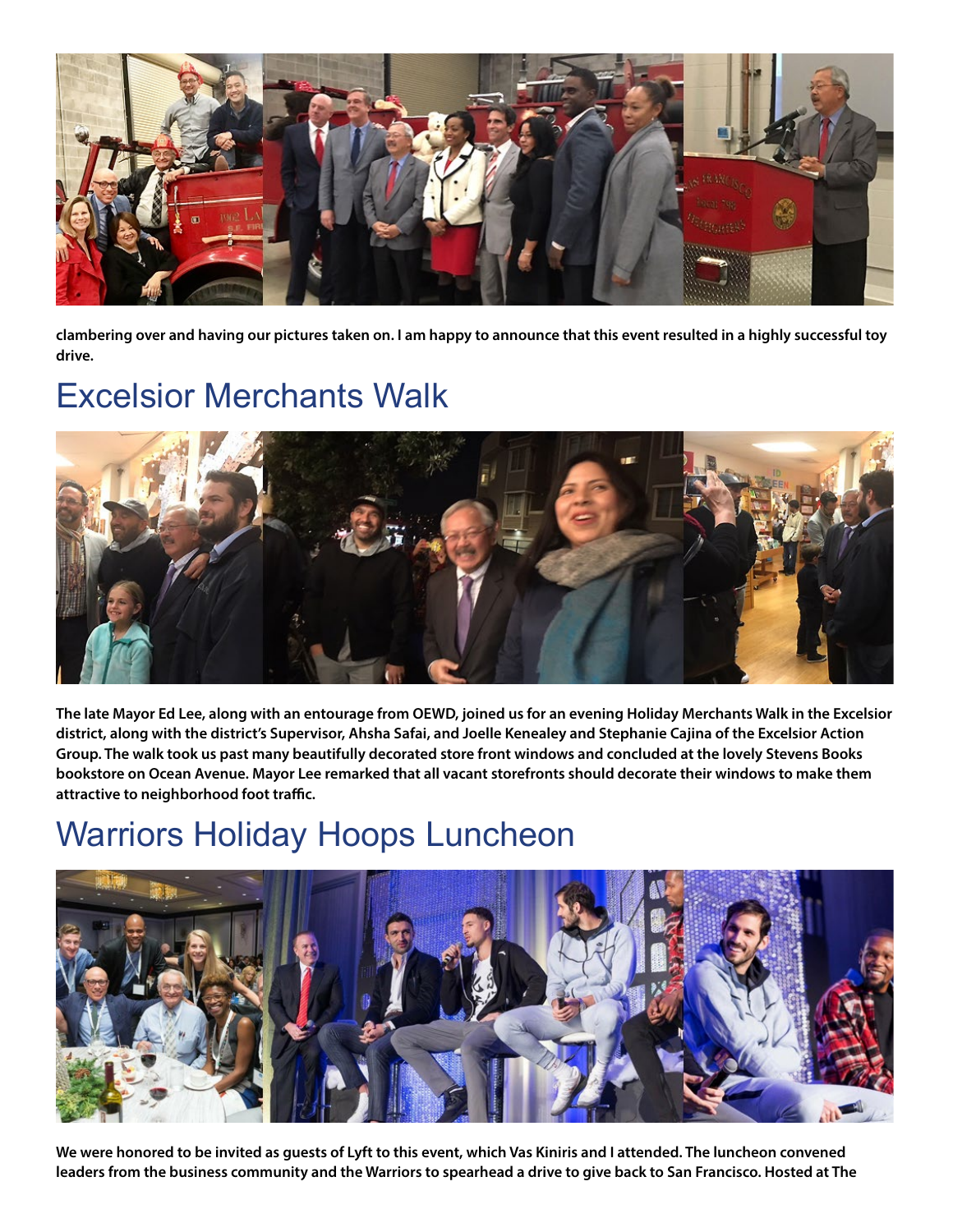clambering over and having our pictures taken on. I am happy to announce that this event resulted in a highly successful toy drive.

## Excelsior Merchants Walk

**The late Mayor Ed Lee, along with an entourage from OEWD, joined us for an evening Holiday Merchants Walk in the Excelsior district, along with the district's Supervisor, Ahsha Safai, and Joelle Kenealey and Stephanie Cajina of the Excelsior Action Group. The walk took us past many beautifully decorated store front windows and concluded at the lovely Stevens Books bookstore on Ocean Avenue. Mayor Lee remarked that all vacant storefronts should decorate their windows to make them attractive to neighborhood foot traffic.**

## Warriors Holiday Hoops Luncheon

**We were honored to be invited as guests of Lyft to this event, which Vas Kiniris and I attended. The luncheon convened leaders from the business community and the Warriors to spearhead a drive to give back to San Francisco. Hosted at The**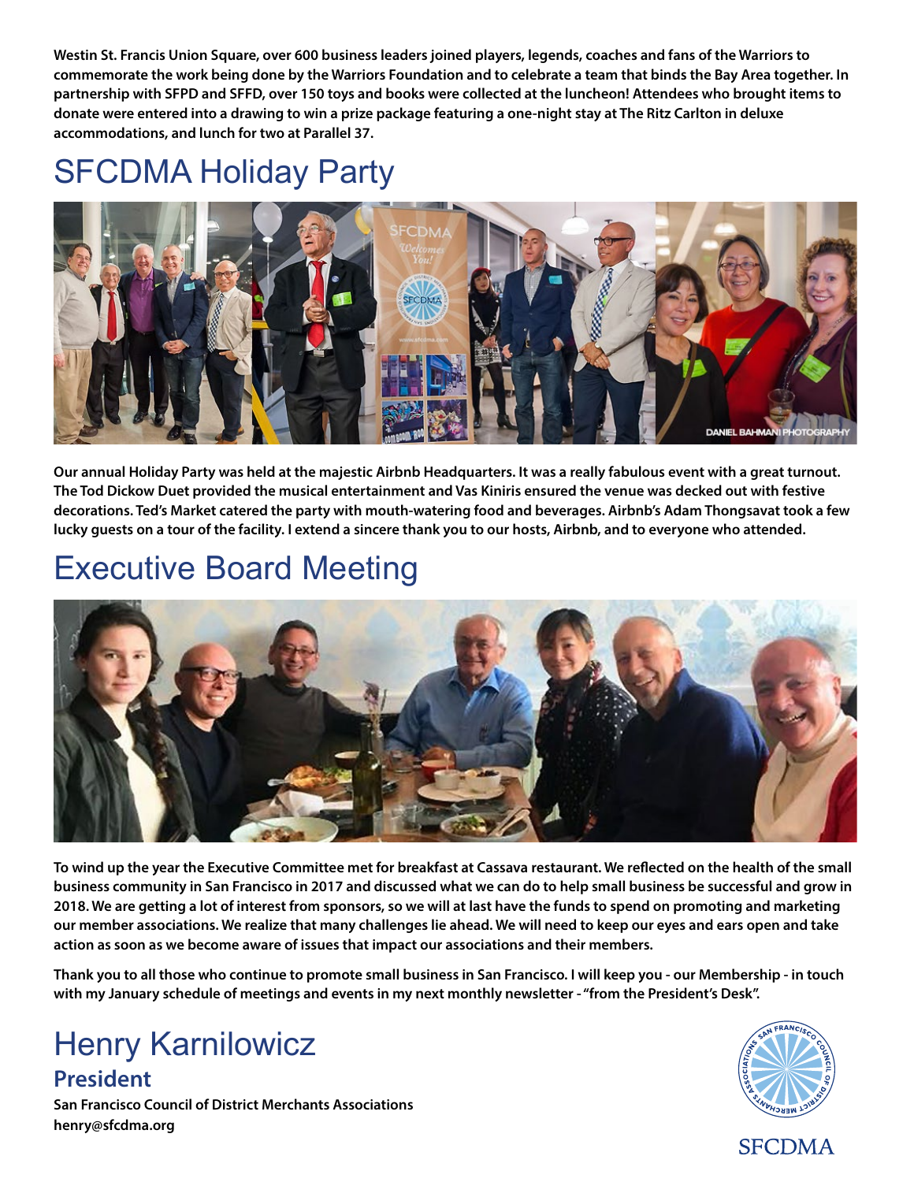**Westin St. Francis Union Square, over 600 business leaders joined players, legends, coaches and fans of the Warriors to commemorate the work being done by the Warriors Foundation and to celebrate a team that binds the Bay Area together. In partnership with SFPD and SFFD, over 150 toys and books were collected at the luncheon! Attendees who brought items to donate were entered into a drawing to win a prize package featuring a one-night stay at The Ritz Carlton in deluxe accommodations, and lunch for two at Parallel 37.**

# SFCDMA Holiday Party

**Our annual Holiday Party was held at the majestic Airbnb Headquarters. It was a really fabulous event with a great turnout. The Tod Dickow Duet provided the musical entertainment and Vas Kiniris ensured the venue was decked out with festive decorations. Ted's Market catered the party with mouth-watering food and beverages. Airbnb's Adam Thongsavat took a few lucky guests on a tour of the facility. I extend a sincere thank you to our hosts, Airbnb, and to everyone who attended.**

# Executive Board Meeting

**To wind up the year the Executive Committee met for breakfast at Cassava restaurant. We reflected on the health of the small business community in San Francisco in 2017 and discussed what we can do to help small business be successful and grow in 2018. We are getting a lot of interest from sponsors, so we will at last have the funds to spend on promoting and marketing our member associations. We realize that many challenges lie ahead. We will need to keep our eyes and ears open and take action as soon as we become aware of issues that impact our associations and their members.**

**Thank you to all those who continue to promote small business in San Francisco. I will keep you - our Membership - in touch with my January schedule of meetings and events in my next monthly newsletter - "from the President's Desk".**

# Henry Karnilowicz

## President

**San Francisco Council of District Merchants Associations**
**henry@sfcdma.org**

SFCDMA